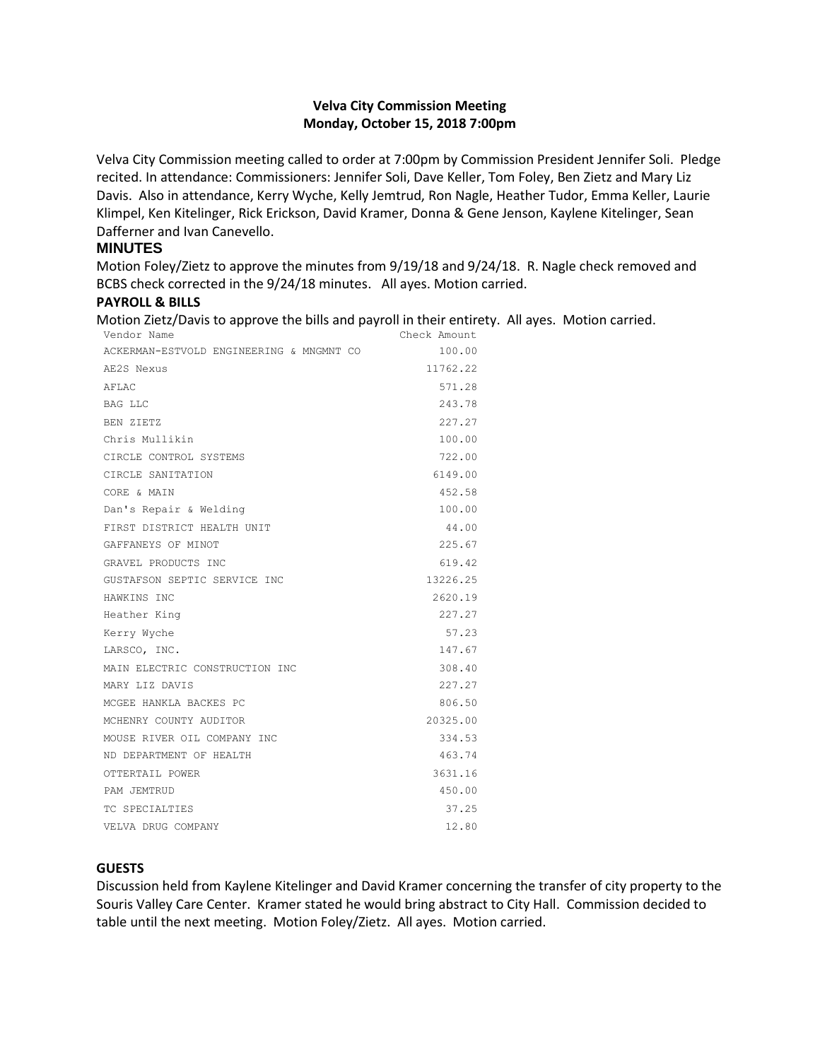# Velva City Commission Meeting
## Monday, October 15, 2018 7:00pm

Velva City Commission meeting called to order at 7:00pm by Commission President Jennifer Soli. Pledge recited. In attendance: Commissioners: Jennifer Soli, Dave Keller, Tom Foley, Ben Zietz and Mary Liz Davis. Also in attendance, Kerry Wyche, Kelly Jemtrud, Ron Nagle, Heather Tudor, Emma Keller, Laurie Klimpel, Ken Kitelinger, Rick Erickson, David Kramer, Donna & Gene Jenson, Kaylene Kitelinger, Sean Dafferner and Ivan Canevello.

### MINUTES

Motion Foley/Zietz to approve the minutes from 9/19/18 and 9/24/18. R. Nagle check removed and BCBS check corrected in the 9/24/18 minutes. All ayes. Motion carried.

### PAYROLL & BILLS

Motion Zietz/Davis to approve the bills and payroll in their entirety. All ayes. Motion carried.

| Vendor Name | Check Amount |
|---|---|
| ACKERMAN-ESTVOLD ENGINEERING & MNGMNT CO | 100.00 |
| AE2S Nexus | 11762.22 |
| AFLAC | 571.28 |
| BAG LLC | 243.78 |
| BEN ZIETZ | 227.27 |
| Chris Mullikin | 100.00 |
| CIRCLE CONTROL SYSTEMS | 722.00 |
| CIRCLE SANITATION | 6149.00 |
| CORE & MAIN | 452.58 |
| Dan's Repair & Welding | 100.00 |
| FIRST DISTRICT HEALTH UNIT | 44.00 |
| GAFFANEYS OF MINOT | 225.67 |
| GRAVEL PRODUCTS INC | 619.42 |
| GUSTAFSON SEPTIC SERVICE INC | 13226.25 |
| HAWKINS INC | 2620.19 |
| Heather King | 227.27 |
| Kerry Wyche | 57.23 |
| LARSCO, INC. | 147.67 |
| MAIN ELECTRIC CONSTRUCTION INC | 308.40 |
| MARY LIZ DAVIS | 227.27 |
| MCGEE HANKLA BACKES PC | 806.50 |
| MCHENRY COUNTY AUDITOR | 20325.00 |
| MOUSE RIVER OIL COMPANY INC | 334.53 |
| ND DEPARTMENT OF HEALTH | 463.74 |
| OTTERTAIL POWER | 3631.16 |
| PAM JEMTRUD | 450.00 |
| TC SPECIALTIES | 37.25 |
| VELVA DRUG COMPANY | 12.80 |

### GUESTS

Discussion held from Kaylene Kitelinger and David Kramer concerning the transfer of city property to the Souris Valley Care Center. Kramer stated he would bring abstract to City Hall. Commission decided to table until the next meeting. Motion Foley/Zietz. All ayes. Motion carried.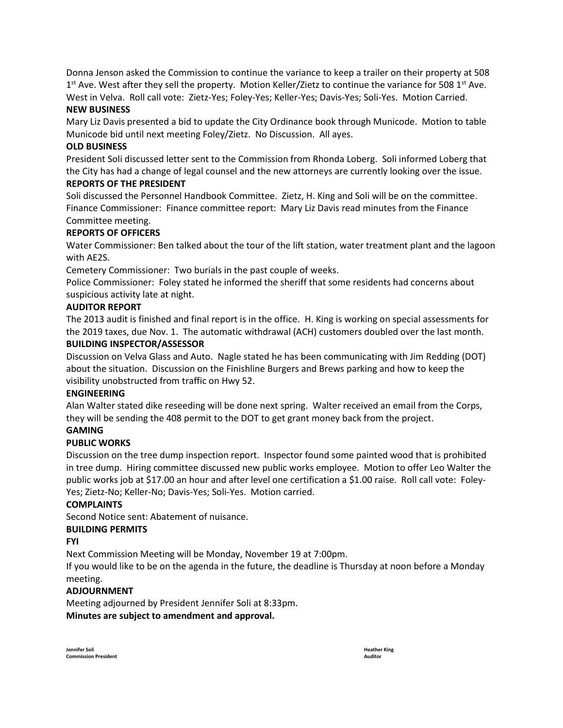Donna Jenson asked the Commission to continue the variance to keep a trailer on their property at 508 1st Ave. West after they sell the property. Motion Keller/Zietz to continue the variance for 508 1st Ave. West in Velva. Roll call vote: Zietz-Yes; Foley-Yes; Keller-Yes; Davis-Yes; Soli-Yes. Motion Carried.

**NEW BUSINESS**

Mary Liz Davis presented a bid to update the City Ordinance book through Municode. Motion to table Municode bid until next meeting Foley/Zietz. No Discussion. All ayes.

**OLD BUSINESS**

President Soli discussed letter sent to the Commission from Rhonda Loberg. Soli informed Loberg that the City has had a change of legal counsel and the new attorneys are currently looking over the issue.

**REPORTS OF THE PRESIDENT**

Soli discussed the Personnel Handbook Committee. Zietz, H. King and Soli will be on the committee.
Finance Commissioner: Finance committee report: Mary Liz Davis read minutes from the Finance Committee meeting.

**REPORTS OF OFFICERS**

Water Commissioner: Ben talked about the tour of the lift station, water treatment plant and the lagoon with AE2S.
Cemetery Commissioner: Two burials in the past couple of weeks.
Police Commissioner: Foley stated he informed the sheriff that some residents had concerns about suspicious activity late at night.

**AUDITOR REPORT**

The 2013 audit is finished and final report is in the office. H. King is working on special assessments for the 2019 taxes, due Nov. 1. The automatic withdrawal (ACH) customers doubled over the last month.

**BUILDING INSPECTOR/ASSESSOR**

Discussion on Velva Glass and Auto. Nagle stated he has been communicating with Jim Redding (DOT) about the situation. Discussion on the Finishline Burgers and Brews parking and how to keep the visibility unobstructed from traffic on Hwy 52.

**ENGINEERING**

Alan Walter stated dike reseeding will be done next spring. Walter received an email from the Corps, they will be sending the 408 permit to the DOT to get grant money back from the project.

**GAMING**

**PUBLIC WORKS**

Discussion on the tree dump inspection report. Inspector found some painted wood that is prohibited in tree dump. Hiring committee discussed new public works employee. Motion to offer Leo Walter the public works job at $17.00 an hour and after level one certification a $1.00 raise. Roll call vote: Foley-Yes; Zietz-No; Keller-No; Davis-Yes; Soli-Yes. Motion carried.

**COMPLAINTS**

Second Notice sent: Abatement of nuisance.

**BUILDING PERMITS**

**FYI**

Next Commission Meeting will be Monday, November 19 at 7:00pm.
If you would like to be on the agenda in the future, the deadline is Thursday at noon before a Monday meeting.

**ADJOURNMENT**

Meeting adjourned by President Jennifer Soli at 8:33pm.
**Minutes are subject to amendment and approval.**

**Jennifer Soli**
**Commission President**

**Heather King**
**Auditor**